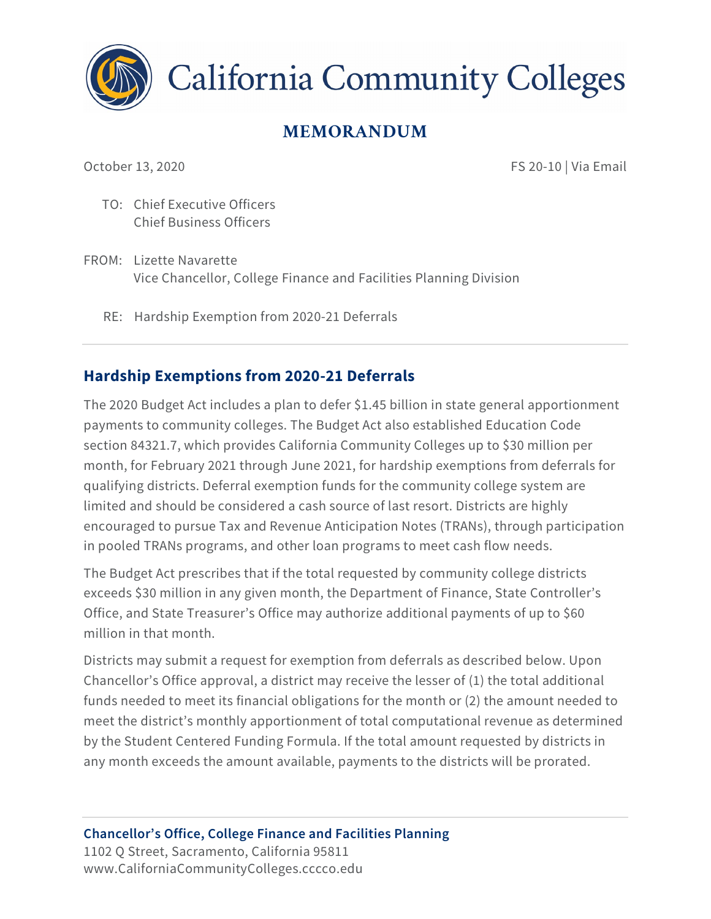# California Community Colleges

## MEMORANDUM

October 13, 2020

FS 20-10 | Via Email

TO: Chief Executive Officers
Chief Business Officers

FROM: Lizette Navarette
Vice Chancellor, College Finance and Facilities Planning Division

RE: Hardship Exemption from 2020-21 Deferrals

---

### Hardship Exemptions from 2020-21 Deferrals

The 2020 Budget Act includes a plan to defer $1.45 billion in state general apportionment payments to community colleges. The Budget Act also established Education Code section 84321.7, which provides California Community Colleges up to $30 million per month, for February 2021 through June 2021, for hardship exemptions from deferrals for qualifying districts. Deferral exemption funds for the community college system are limited and should be considered a cash source of last resort. Districts are highly encouraged to pursue Tax and Revenue Anticipation Notes (TRANs), through participation in pooled TRANs programs, and other loan programs to meet cash flow needs.

The Budget Act prescribes that if the total requested by community college districts exceeds $30 million in any given month, the Department of Finance, State Controller's Office, and State Treasurer's Office may authorize additional payments of up to $60 million in that month.

Districts may submit a request for exemption from deferrals as described below. Upon Chancellor's Office approval, a district may receive the lesser of (1) the total additional funds needed to meet its financial obligations for the month or (2) the amount needed to meet the district's monthly apportionment of total computational revenue as determined by the Student Centered Funding Formula. If the total amount requested by districts in any month exceeds the amount available, payments to the districts will be prorated.

---

**Chancellor's Office, College Finance and Facilities Planning**
1102 Q Street, Sacramento, California 95811
www.CaliforniaCommunityColleges.cccco.edu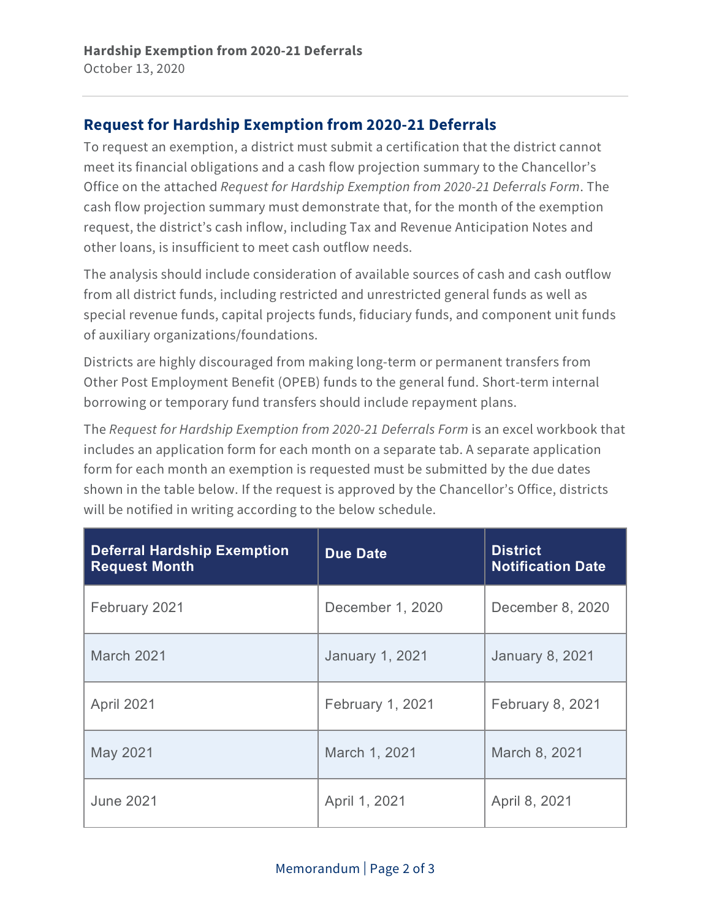## Request for Hardship Exemption from 2020-21 Deferrals

To request an exemption, a district must submit a certification that the district cannot meet its financial obligations and a cash flow projection summary to the Chancellor's Office on the attached *Request for Hardship Exemption from 2020-21 Deferrals Form*. The cash flow projection summary must demonstrate that, for the month of the exemption request, the district's cash inflow, including Tax and Revenue Anticipation Notes and other loans, is insufficient to meet cash outflow needs.

The analysis should include consideration of available sources of cash and cash outflow from all district funds, including restricted and unrestricted general funds as well as special revenue funds, capital projects funds, fiduciary funds, and component unit funds of auxiliary organizations/foundations.

Districts are highly discouraged from making long-term or permanent transfers from Other Post Employment Benefit (OPEB) funds to the general fund. Short-term internal borrowing or temporary fund transfers should include repayment plans.

The *Request for Hardship Exemption from 2020-21 Deferrals Form* is an excel workbook that includes an application form for each month on a separate tab. A separate application form for each month an exemption is requested must be submitted by the due dates shown in the table below. If the request is approved by the Chancellor's Office, districts will be notified in writing according to the below schedule.

| Deferral Hardship Exemption Request Month | Due Date | District Notification Date |
|---|---|---|
| February 2021 | December 1, 2020 | December 8, 2020 |
| March 2021 | January 1, 2021 | January 8, 2021 |
| April 2021 | February 1, 2021 | February 8, 2021 |
| May 2021 | March 1, 2021 | March 8, 2021 |
| June 2021 | April 1, 2021 | April 8, 2021 |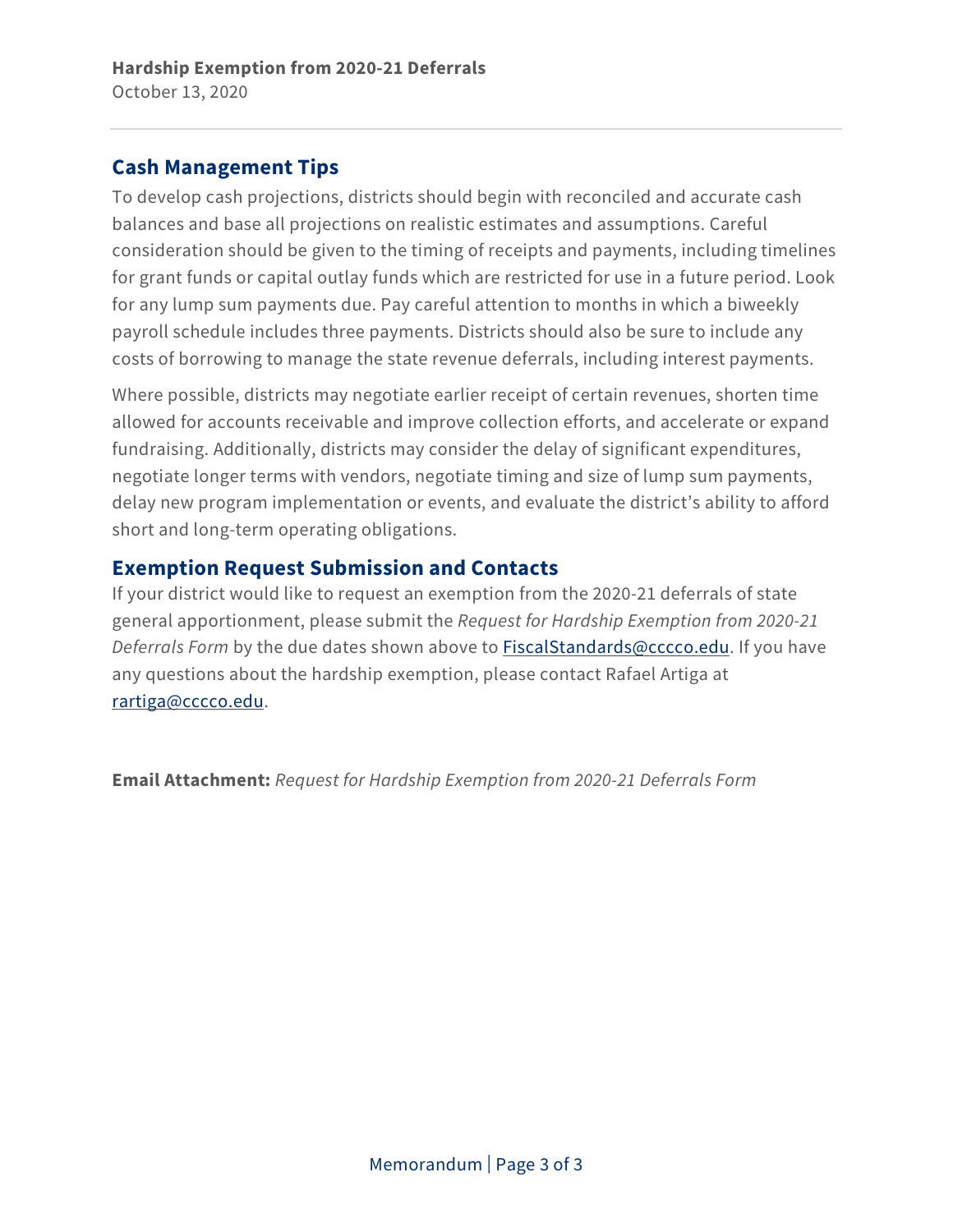## Cash Management Tips

To develop cash projections, districts should begin with reconciled and accurate cash balances and base all projections on realistic estimates and assumptions. Careful consideration should be given to the timing of receipts and payments, including timelines for grant funds or capital outlay funds which are restricted for use in a future period. Look for any lump sum payments due. Pay careful attention to months in which a biweekly payroll schedule includes three payments. Districts should also be sure to include any costs of borrowing to manage the state revenue deferrals, including interest payments.

Where possible, districts may negotiate earlier receipt of certain revenues, shorten time allowed for accounts receivable and improve collection efforts, and accelerate or expand fundraising. Additionally, districts may consider the delay of significant expenditures, negotiate longer terms with vendors, negotiate timing and size of lump sum payments, delay new program implementation or events, and evaluate the district's ability to afford short and long-term operating obligations.

## Exemption Request Submission and Contacts

If your district would like to request an exemption from the 2020-21 deferrals of state general apportionment, please submit the *Request for Hardship Exemption from 2020-21 Deferrals Form* by the due dates shown above to FiscalStandards@cccco.edu. If you have any questions about the hardship exemption, please contact Rafael Artiga at rartiga@cccco.edu.

**Email Attachment:** *Request for Hardship Exemption from 2020-21 Deferrals Form*